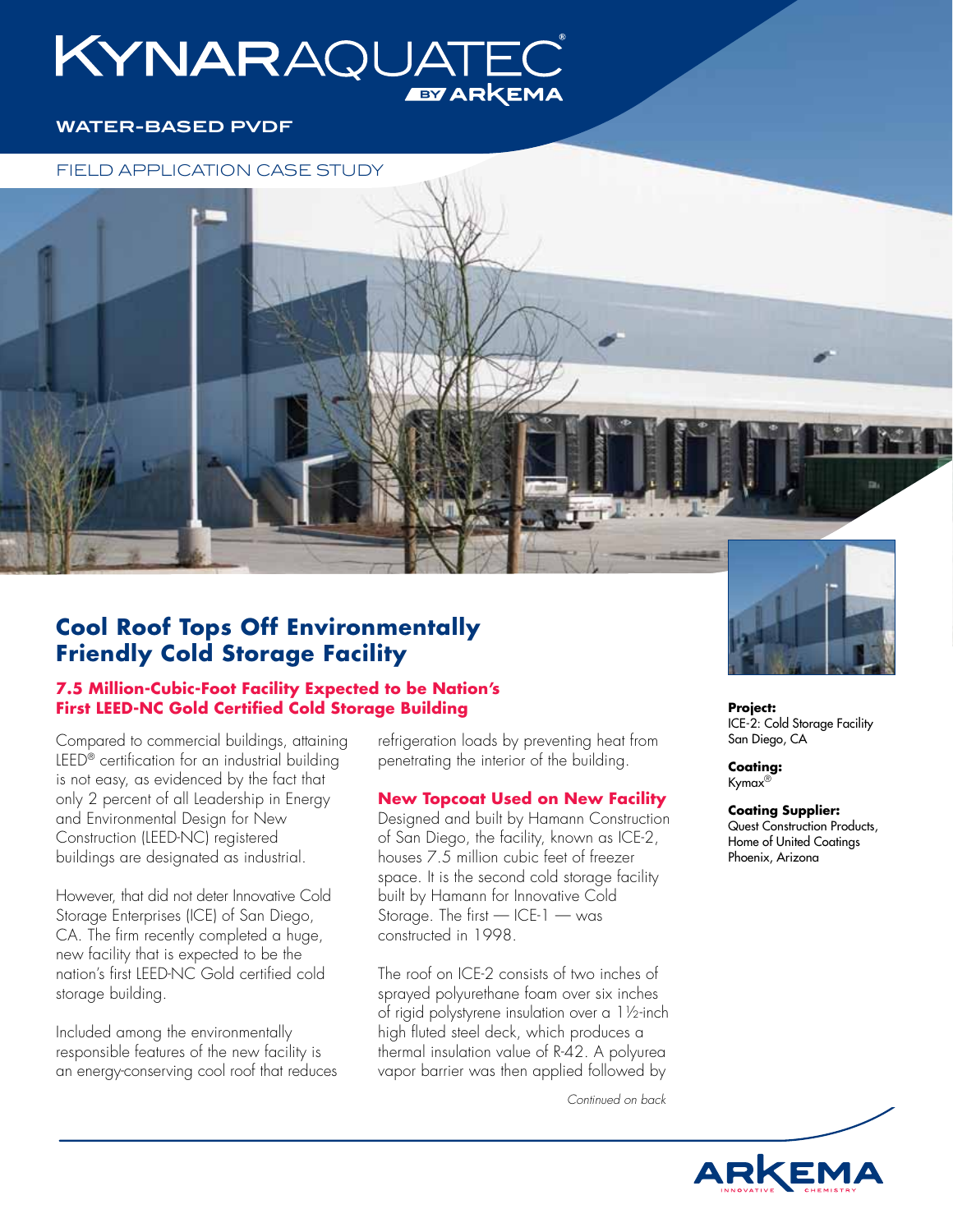# KYNAR AQUATEC® BY ARKEMA

**WATER-BASED PVDF**

FIELD APPLICATION CASE STUDY

## Cool Roof Tops Off Environmentally Friendly Cold Storage Facility

### 7.5 Million-Cubic-Foot Facility Expected to be Nation's First LEED-NC Gold Certified Cold Storage Building

Compared to commercial buildings, attaining LEED® certification for an industrial building is not easy, as evidenced by the fact that only 2 percent of all Leadership in Energy and Environmental Design for New Construction (LEED-NC) registered buildings are designated as industrial.

However, that did not deter Innovative Cold Storage Enterprises (ICE) of San Diego, CA. The firm recently completed a huge, new facility that is expected to be the nation's first LEED-NC Gold certified cold storage building.

Included among the environmentally responsible features of the new facility is an energy-conserving cool roof that reduces refrigeration loads by preventing heat from penetrating the interior of the building.

### New Topcoat Used on New Facility

Designed and built by Hamann Construction of San Diego, the facility, known as ICE-2, houses 7.5 million cubic feet of freezer space. It is the second cold storage facility built by Hamann for Innovative Cold Storage. The first — ICE-1 — was constructed in 1998.

The roof on ICE-2 consists of two inches of sprayed polyurethane foam over six inches of rigid polystyrene insulation over a 1½-inch high fluted steel deck, which produces a thermal insulation value of R-42. A polyurea vapor barrier was then applied followed by

*Continued on back*

**Project:**
ICE-2: Cold Storage Facility
San Diego, CA

**Coating:**
Kymax®

**Coating Supplier:**
Quest Construction Products,
Home of United Coatings
Phoenix, Arizona

ARKEMA INNOVATIVE CHEMISTRY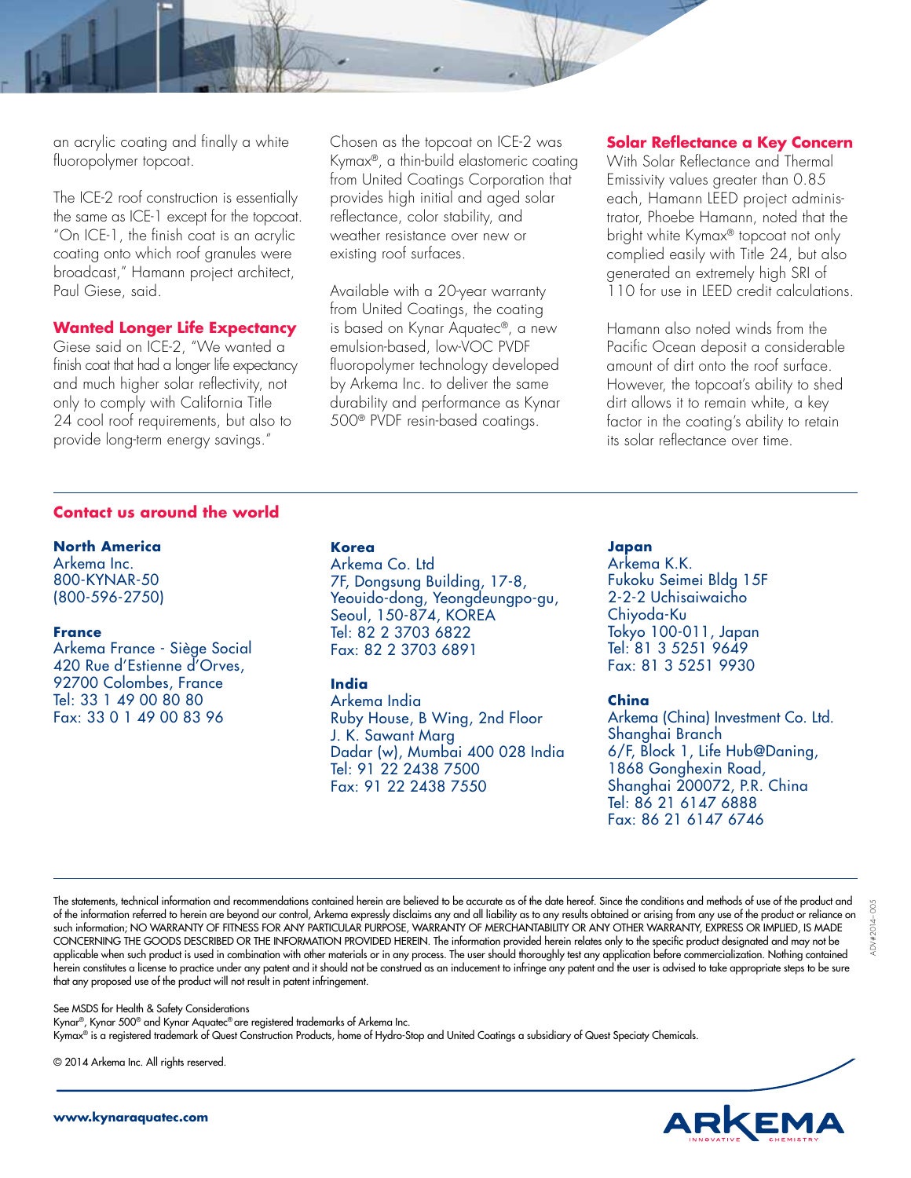an acrylic coating and finally a white fluoropolymer topcoat.

The ICE-2 roof construction is essentially the same as ICE-1 except for the topcoat. "On ICE-1, the finish coat is an acrylic coating onto which roof granules were broadcast," Hamann project architect, Paul Giese, said.

### Wanted Longer Life Expectancy

Giese said on ICE-2, "We wanted a finish coat that had a longer life expectancy and much higher solar reflectivity, not only to comply with California Title 24 cool roof requirements, but also to provide long-term energy savings."

Chosen as the topcoat on ICE-2 was Kymax®, a thin-build elastomeric coating from United Coatings Corporation that provides high initial and aged solar reflectance, color stability, and weather resistance over new or existing roof surfaces.

Available with a 20-year warranty from United Coatings, the coating is based on Kynar Aquatec®, a new emulsion-based, low-VOC PVDF fluoropolymer technology developed by Arkema Inc. to deliver the same durability and performance as Kynar 500® PVDF resin-based coatings.

### Solar Reflectance a Key Concern

With Solar Reflectance and Thermal Emissivity values greater than 0.85 each, Hamann LEED project administrator, Phoebe Hamann, noted that the bright white Kymax® topcoat not only complied easily with Title 24, but also generated an extremely high SRI of 110 for use in LEED credit calculations.

Hamann also noted winds from the Pacific Ocean deposit a considerable amount of dirt onto the roof surface. However, the topcoat's ability to shed dirt allows it to remain white, a key factor in the coating's ability to retain its solar reflectance over time.

## Contact us around the world

**North America**
Arkema Inc.
800-KYNAR-50
(800-596-2750)

**France**
Arkema France - Siège Social
420 Rue d'Estienne d'Orves,
92700 Colombes, France
Tel: 33 1 49 00 80 80
Fax: 33 0 1 49 00 83 96

**Korea**
Arkema Co. Ltd
7F, Dongsung Building, 17-8,
Yeouido-dong, Yeongdeungpo-gu,
Seoul, 150-874, KOREA
Tel: 82 2 3703 6822
Fax: 82 2 3703 6891

**India**
Arkema India
Ruby House, B Wing, 2nd Floor
J. K. Sawant Marg
Dadar (w), Mumbai 400 028 India
Tel: 91 22 2438 7500
Fax: 91 22 2438 7550

**Japan**
Arkema K.K.
Fukoku Seimei Bldg 15F
2-2-2 Uchisaiwaicho
Chiyoda-Ku
Tokyo 100-011, Japan
Tel: 81 3 5251 9649
Fax: 81 3 5251 9930

**China**
Arkema (China) Investment Co. Ltd.
Shanghai Branch
6/F, Block 1, Life Hub@Daning,
1868 Gonghexin Road,
Shanghai 200072, P.R. China
Tel: 86 21 6147 6888
Fax: 86 21 6147 6746

The statements, technical information and recommendations contained herein are believed to be accurate as of the date hereof. Since the conditions and methods of use of the product and of the information referred to herein are beyond our control, Arkema expressly disclaims any and all liability as to any results obtained or arising from any use of the product or reliance on such information; NO WARRANTY OF FITNESS FOR ANY PARTICULAR PURPOSE, WARRANTY OF MERCHANTABILITY OR ANY OTHER WARRANTY, EXPRESS OR IMPLIED, IS MADE CONCERNING THE GOODS DESCRIBED OR THE INFORMATION PROVIDED HEREIN. The information provided herein relates only to the specific product designated and may not be applicable when such product is used in combination with other materials or in any process. The user should thoroughly test any application before commercialization. Nothing contained herein constitutes a license to practice under any patent and it should not be construed as an inducement to infringe any patent and the user is advised to take appropriate steps to be sure that any proposed use of the product will not result in patent infringement.

See MSDS for Health & Safety Considerations
Kynar®, Kynar 500® and Kynar Aquatec® are registered trademarks of Arkema Inc.
Kymax® is a registered trademark of Quest Construction Products, home of Hydro-Stop and United Coatings a subsidiary of Quest Specialty Chemicals.

© 2014 Arkema Inc. All rights reserved.

ADV#2014-005

**www.kynaraquatec.com**

ARKEMA INNOVATIVE CHEMISTRY